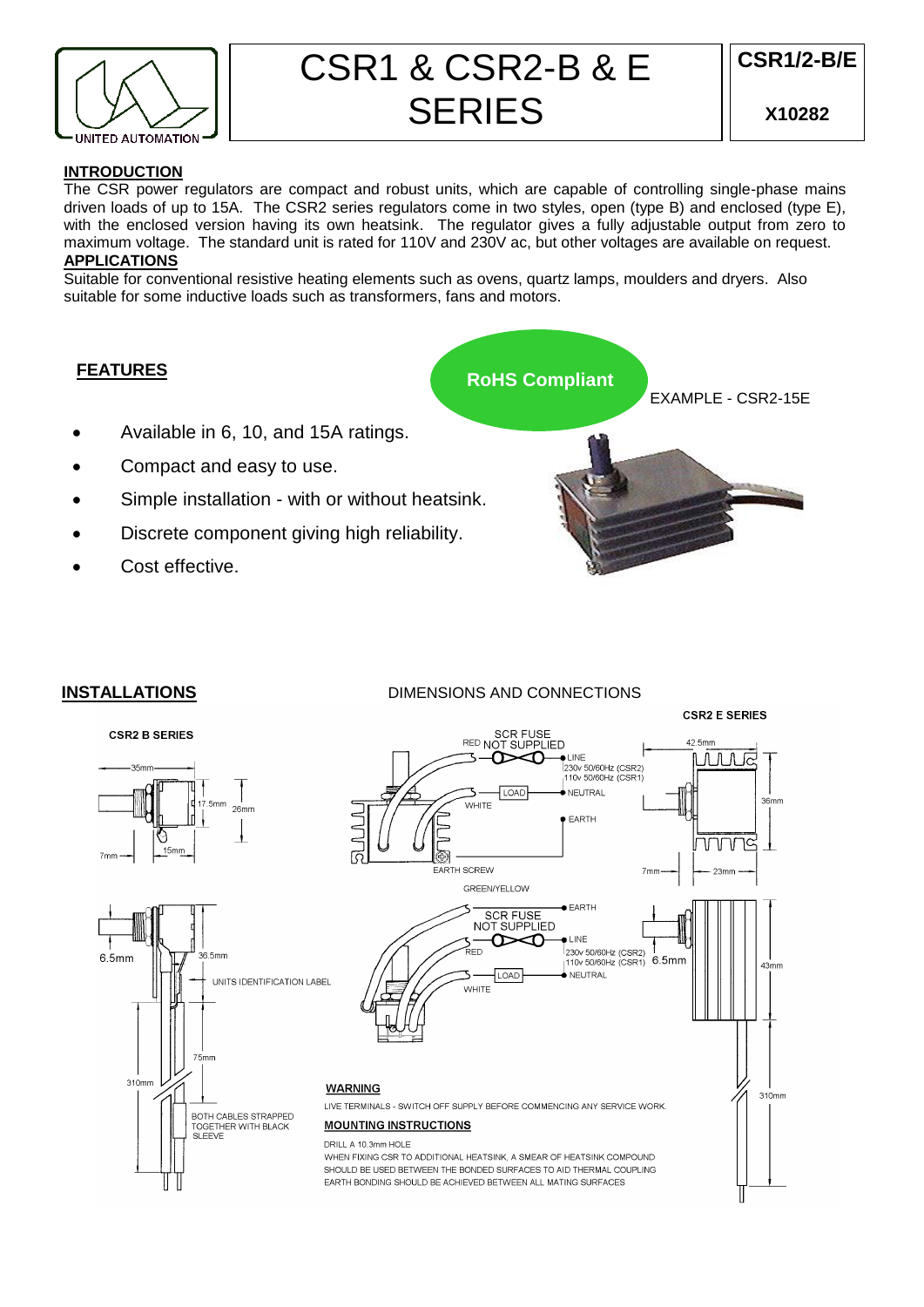# CSR1 & CSR2-B & E SERIES

**CSR1/2-B/E**

**X10282**

## INTRODUCTION

The CSR power regulators are compact and robust units, which are capable of controlling single-phase mains driven loads of up to 15A. The CSR2 series regulators come in two styles, open (type B) and enclosed (type E), with the enclosed version having its own heatsink. The regulator gives a fully adjustable output from zero to maximum voltage. The standard unit is rated for 110V and 230V ac, but other voltages are available on request.

## APPLICATIONS

Suitable for conventional resistive heating elements such as ovens, quartz lamps, moulders and dryers. Also suitable for some inductive loads such as transformers, fans and motors.

## FEATURES

**RoHS Compliant**

EXAMPLE - CSR2-15E

- Available in 6, 10, and 15A ratings.
- Compact and easy to use.
- Simple installation - with or without heatsink.
- Discrete component giving high reliability.
- Cost effective.

## INSTALLATIONS

DIMENSIONS AND CONNECTIONS

**CSR2 B SERIES**

35mm, 17.5mm, 26mm, 15mm, 7mm

6.5mm, 36.5mm, UNITS IDENTIFICATION LABEL, 75mm, 310mm

BOTH CABLES STRAPPED TOGETHER WITH BLACK SLEEVE

RED, SCR FUSE NOT SUPPLIED, LINE, 230v 50/60Hz (CSR2), 110v 50/60Hz (CSR1), WHITE, LOAD, NEUTRAL, EARTH, EARTH SCREW

GREEN/YELLOW, EARTH, SCR FUSE NOT SUPPLIED, RED, LINE, 230v 50/60Hz (CSR2), 110v 50/60Hz (CSR1), WHITE, LOAD, NEUTRAL

**CSR2 E SERIES**

42.5mm, 36mm, 7mm, 23mm

6.5mm, 43mm, 310mm

**WARNING**

LIVE TERMINALS - SWITCH OFF SUPPLY BEFORE COMMENCING ANY SERVICE WORK.

**MOUNTING INSTRUCTIONS**

DRILL A 10.3mm HOLE

WHEN FIXING CSR TO ADDITIONAL HEATSINK, A SMEAR OF HEATSINK COMPOUND SHOULD BE USED BETWEEN THE BONDED SURFACES TO AID THERMAL COUPLING

EARTH BONDING SHOULD BE ACHIEVED BETWEEN ALL MATING SURFACES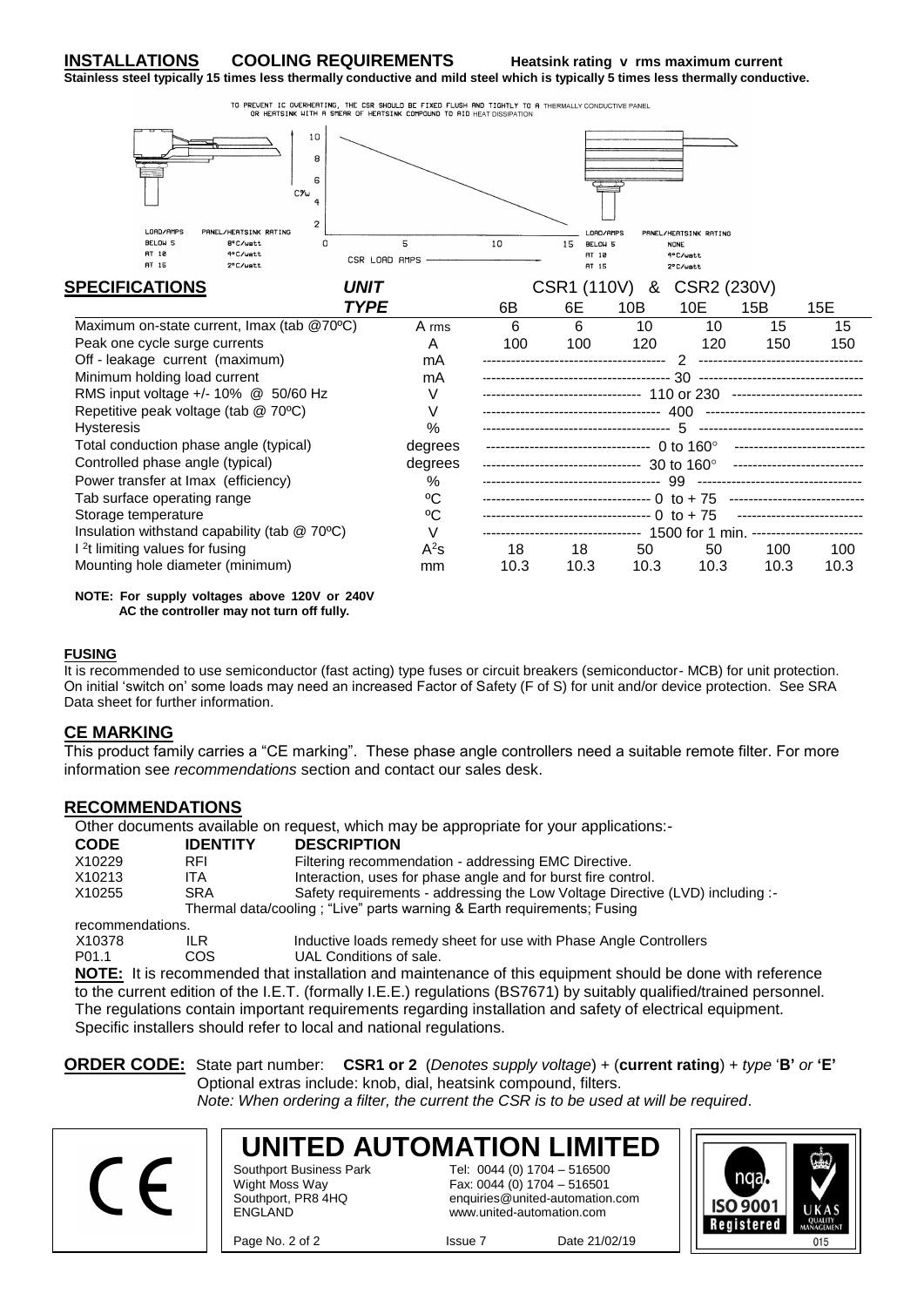## INSTALLATIONS COOLING REQUIREMENTS **Heatsink rating v rms maximum current**

**Stainless steel typically 15 times less thermally conductive and mild steel which is typically 5 times less thermally conductive.**

TO PREVENT IC OVERHEATING, THE CSR SHOULD BE FIXED FLUSH AND TIGHTLY TO A THERMALLY CONDUCTIVE PANEL OR HEATSINK WITH A SMEAR OF HEATSINK COMPOUND TO AID HEAT DISSIPATION

10
8
6
C°/W
4
2
0
5
10
15
CSR LOAD AMPS

LOAD/AMPS PANEL/HEATSINK RATING
BELOW 5 8°C/watt
AT 10 4°C/watt
AT 15 2°C/watt

LOAD/AMPS PANEL/HEATSINK RATING
BELOW 5 NONE
AT 10 4°C/watt
AT 15 2°C/watt

## SPECIFICATIONS

| *UNIT* / *TYPE* | | CSR1 (110V) & CSR2 (230V) | | | | | |
|---|---|---|---|---|---|---|---|
| | | 6B | 6E | 10B | 10E | 15B | 15E |
| Maximum on-state current, Imax (tab @70ºC) | A rms | 6 | 6 | 10 | 10 | 15 | 15 |
| Peak one cycle surge currents | A | 100 | 100 | 120 | 120 | 150 | 150 |
| Off - leakage current (maximum) | mA | 2 | | | | | |
| Minimum holding load current | mA | 30 | | | | | |
| RMS input voltage +/- 10% @ 50/60 Hz | V | 110 or 230 | | | | | |
| Repetitive peak voltage (tab @ 70ºC) | V | 400 | | | | | |
| Hysteresis | % | 5 | | | | | |
| Total conduction phase angle (typical) | degrees | 0 to 160° | | | | | |
| Controlled phase angle (typical) | degrees | 30 to 160° | | | | | |
| Power transfer at Imax (efficiency) | % | 99 | | | | | |
| Tab surface operating range | ºC | 0 to + 75 | | | | | |
| Storage temperature | ºC | 0 to + 75 | | | | | |
| Insulation withstand capability (tab @ 70ºC) | V | 1500 for 1 min. | | | | | |
| $I^2t$ limiting values for fusing | $A^2s$ | 18 | 18 | 50 | 50 | 100 | 100 |
| Mounting hole diameter (minimum) | mm | 10.3 | 10.3 | 10.3 | 10.3 | 10.3 | 10.3 |

**NOTE: For supply voltages above 120V or 240V AC the controller may not turn off fully.**

### FUSING

It is recommended to use semiconductor (fast acting) type fuses or circuit breakers (semiconductor- MCB) for unit protection. On initial 'switch on' some loads may need an increased Factor of Safety (F of S) for unit and/or device protection. See SRA Data sheet for further information.

### CE MARKING

This product family carries a "CE marking". These phase angle controllers need a suitable remote filter. For more information see *recommendations* section and contact our sales desk.

### RECOMMENDATIONS

Other documents available on request, which may be appropriate for your applications:-

| CODE | IDENTITY | DESCRIPTION |
|---|---|---|
| X10229 | RFI | Filtering recommendation - addressing EMC Directive. |
| X10213 | ITA | Interaction, uses for phase angle and for burst fire control. |
| X10255 | SRA | Safety requirements - addressing the Low Voltage Directive (LVD) including :- Thermal data/cooling ; "Live" parts warning & Earth requirements; Fusing recommendations. |
| X10378 | ILR | Inductive loads remedy sheet for use with Phase Angle Controllers |
| P01.1 | COS | UAL Conditions of sale. |

**NOTE:** It is recommended that installation and maintenance of this equipment should be done with reference to the current edition of the I.E.T. (formally I.E.E.) regulations (BS7671) by suitably qualified/trained personnel. The regulations contain important requirements regarding installation and safety of electrical equipment. Specific installers should refer to local and national regulations.

**ORDER CODE:** State part number: **CSR1 or 2** (*Denotes supply voltage*) + (**current rating**) + *type* '**B'** *or* **'E'**
Optional extras include: knob, dial, heatsink compound, filters.
*Note: When ordering a filter, the current the CSR is to be used at will be required*.

CE

# UNITED AUTOMATION LIMITED

Southport Business Park
Wight Moss Way
Southport, PR8 4HQ
ENGLAND

Tel: 0044 (0) 1704 – 516500
Fax: 0044 (0) 1704 – 516501
enquiries@united-automation.com
www.united-automation.com

Issue 7 Date 21/02/19

nqa. ISO 9001 Registered — UKAS QUALITY MANAGEMENT 015